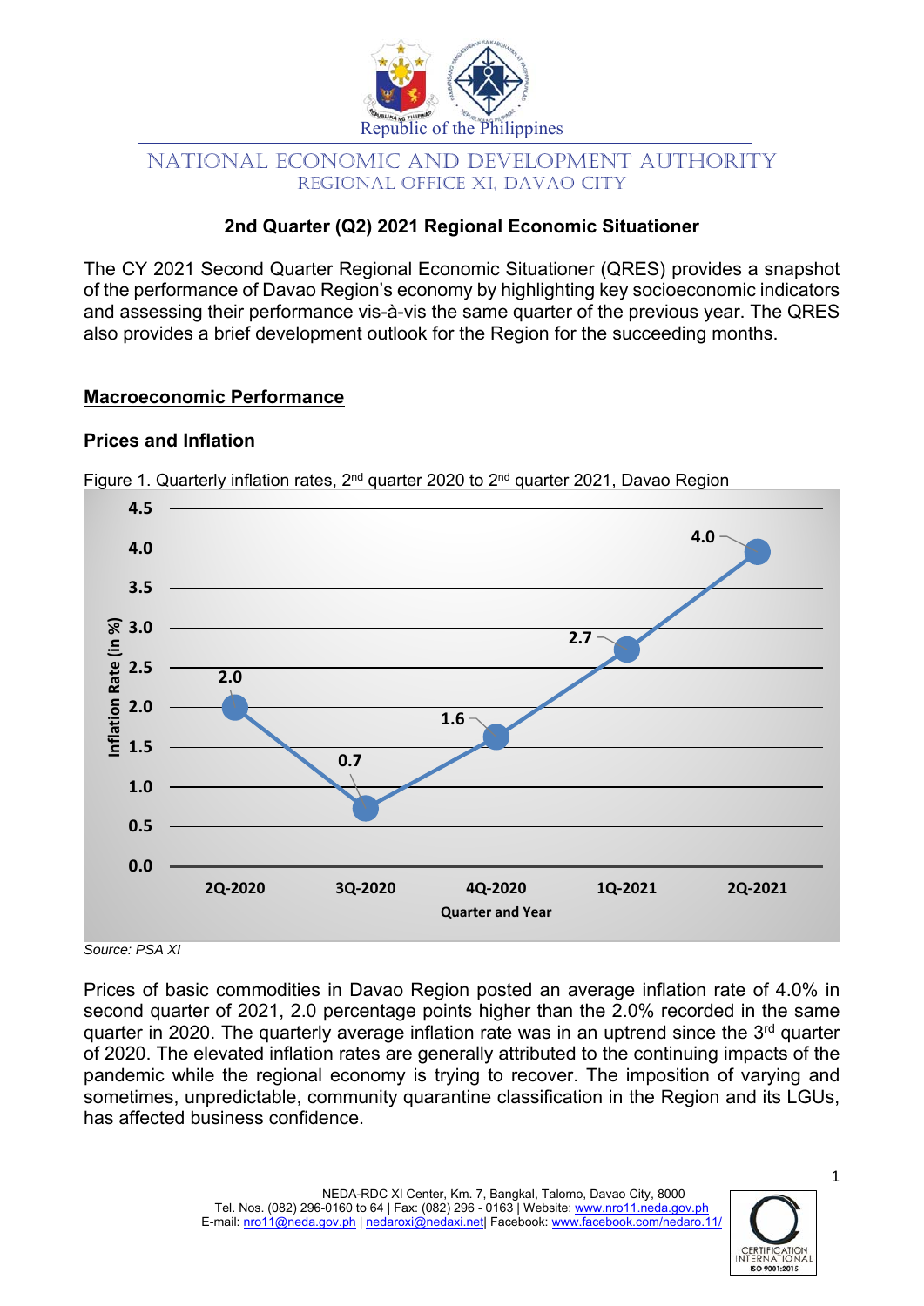Republic of the Philippines

NATIONAL ECONOMIC AND DEVELOPMENT AUTHORITY
REGIONAL OFFICE XI, DAVAO CITY

# 2nd Quarter (Q2) 2021 Regional Economic Situationer

The CY 2021 Second Quarter Regional Economic Situationer (QRES) provides a snapshot of the performance of Davao Region's economy by highlighting key socioeconomic indicators and assessing their performance vis-à-vis the same quarter of the previous year. The QRES also provides a brief development outlook for the Region for the succeeding months.

## Macroeconomic Performance

### Prices and Inflation

Figure 1. Quarterly inflation rates, 2nd quarter 2020 to 2nd quarter 2021, Davao Region

| Quarter and Year | Inflation Rate (in %) |
|---|---|
| 2Q-2020 | 2.0 |
| 3Q-2020 | 0.7 |
| 4Q-2020 | 1.6 |
| 1Q-2021 | 2.7 |
| 2Q-2021 | 4.0 |

*Source: PSA XI*

Prices of basic commodities in Davao Region posted an average inflation rate of 4.0% in second quarter of 2021, 2.0 percentage points higher than the 2.0% recorded in the same quarter in 2020. The quarterly average inflation rate was in an uptrend since the 3rd quarter of 2020. The elevated inflation rates are generally attributed to the continuing impacts of the pandemic while the regional economy is trying to recover. The imposition of varying and sometimes, unpredictable, community quarantine classification in the Region and its LGUs, has affected business confidence.

NEDA-RDC XI Center, Km. 7, Bangkal, Talomo, Davao City, 8000
Tel. Nos. (082) 296-0160 to 64 | Fax: (082) 296 - 0163 | Website: www.nro11.neda.gov.ph
E-mail: nro11@neda.gov.ph | nedaroxi@nedaxi.net| Facebook: www.facebook.com/nedaro.11/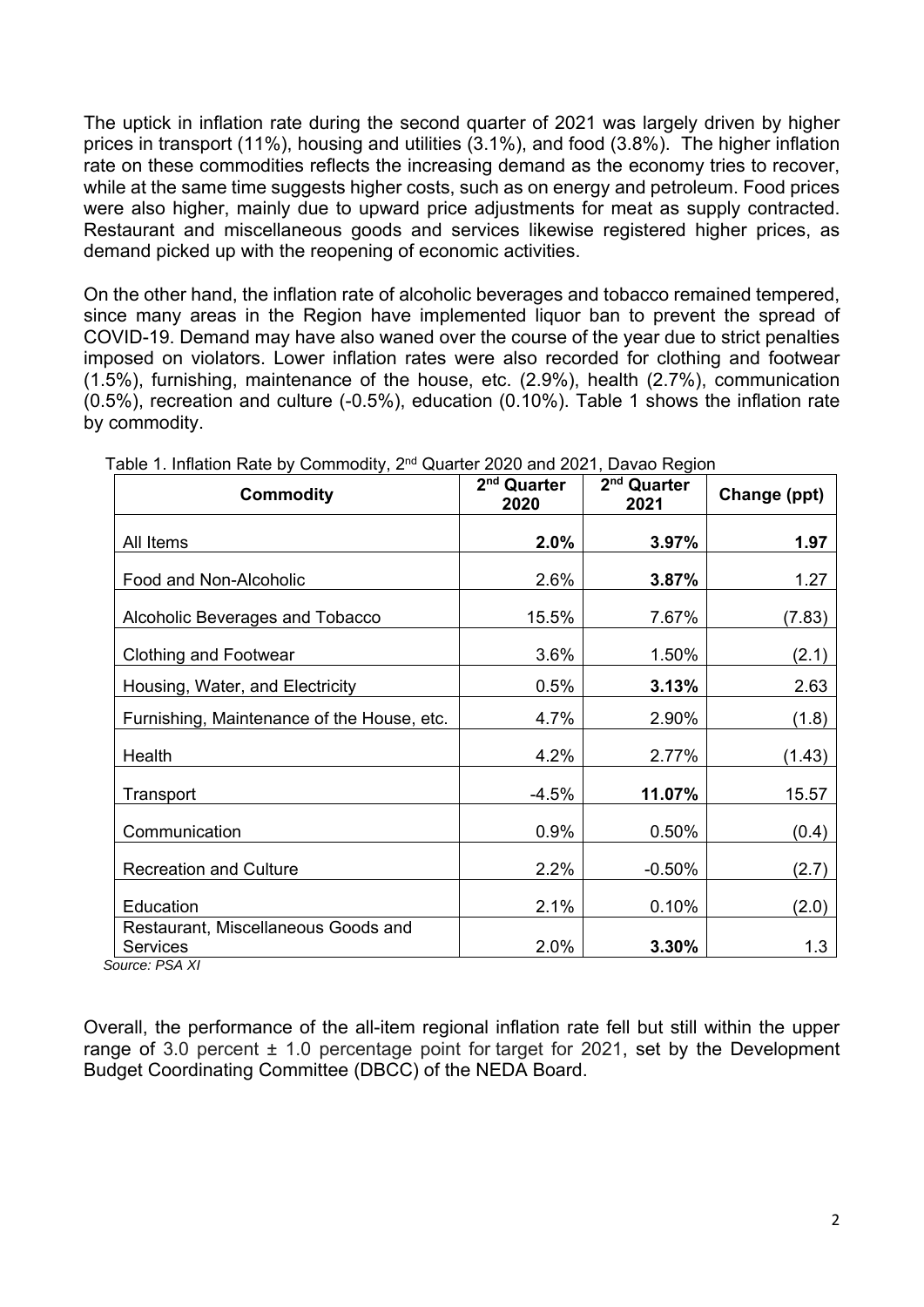The uptick in inflation rate during the second quarter of 2021 was largely driven by higher prices in transport (11%), housing and utilities (3.1%), and food (3.8%). The higher inflation rate on these commodities reflects the increasing demand as the economy tries to recover, while at the same time suggests higher costs, such as on energy and petroleum. Food prices were also higher, mainly due to upward price adjustments for meat as supply contracted. Restaurant and miscellaneous goods and services likewise registered higher prices, as demand picked up with the reopening of economic activities.

On the other hand, the inflation rate of alcoholic beverages and tobacco remained tempered, since many areas in the Region have implemented liquor ban to prevent the spread of COVID-19. Demand may have also waned over the course of the year due to strict penalties imposed on violators. Lower inflation rates were also recorded for clothing and footwear (1.5%), furnishing, maintenance of the house, etc. (2.9%), health (2.7%), communication (0.5%), recreation and culture (-0.5%), education (0.10%). Table 1 shows the inflation rate by commodity.

Table 1. Inflation Rate by Commodity, 2nd Quarter 2020 and 2021, Davao Region

| Commodity | 2nd Quarter 2020 | 2nd Quarter 2021 | Change (ppt) |
|---|---|---|---|
| All Items | **2.0%** | **3.97%** | **1.97** |
| Food and Non-Alcoholic | 2.6% | **3.87%** | 1.27 |
| Alcoholic Beverages and Tobacco | 15.5% | 7.67% | (7.83) |
| Clothing and Footwear | 3.6% | 1.50% | (2.1) |
| Housing, Water, and Electricity | 0.5% | **3.13%** | 2.63 |
| Furnishing, Maintenance of the House, etc. | 4.7% | 2.90% | (1.8) |
| Health | 4.2% | 2.77% | (1.43) |
| Transport | -4.5% | **11.07%** | 15.57 |
| Communication | 0.9% | 0.50% | (0.4) |
| Recreation and Culture | 2.2% | -0.50% | (2.7) |
| Education | 2.1% | 0.10% | (2.0) |
| Restaurant, Miscellaneous Goods and Services | 2.0% | **3.30%** | 1.3 |

*Source: PSA XI*

Overall, the performance of the all-item regional inflation rate fell but still within the upper range of 3.0 percent ± 1.0 percentage point for target for 2021, set by the Development Budget Coordinating Committee (DBCC) of the NEDA Board.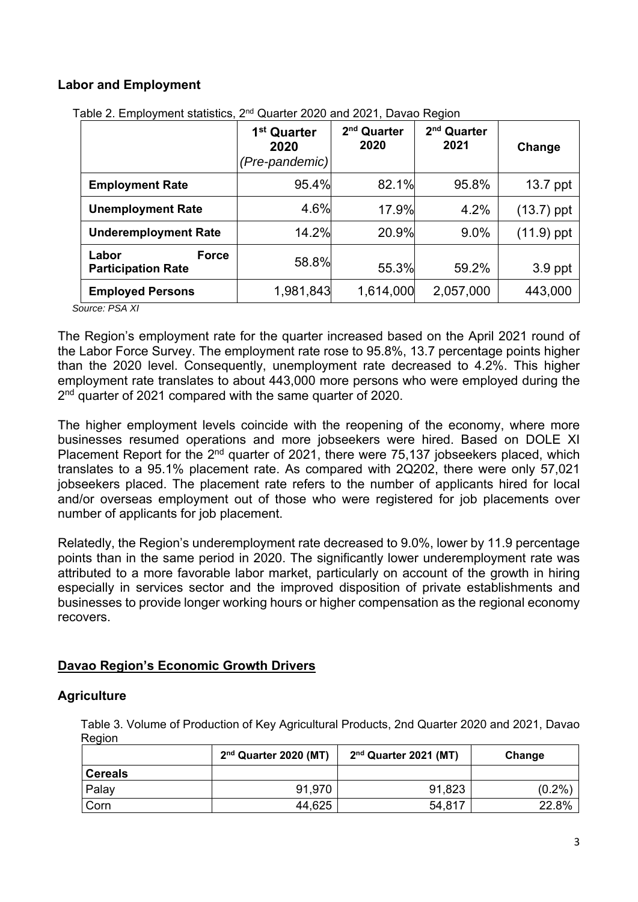## Labor and Employment

Table 2. Employment statistics, 2nd Quarter 2020 and 2021, Davao Region

| | 1st Quarter 2020 *(Pre-pandemic)* | 2nd Quarter 2020 | 2nd Quarter 2021 | Change |
|---|---|---|---|---|
| **Employment Rate** | 95.4% | 82.1% | 95.8% | 13.7 ppt |
| **Unemployment Rate** | 4.6% | 17.9% | 4.2% | (13.7) ppt |
| **Underemployment Rate** | 14.2% | 20.9% | 9.0% | (11.9) ppt |
| **Labor Force Participation Rate** | 58.8% | 55.3% | 59.2% | 3.9 ppt |
| **Employed Persons** | 1,981,843 | 1,614,000 | 2,057,000 | 443,000 |

*Source: PSA XI*

The Region's employment rate for the quarter increased based on the April 2021 round of the Labor Force Survey. The employment rate rose to 95.8%, 13.7 percentage points higher than the 2020 level. Consequently, unemployment rate decreased to 4.2%. This higher employment rate translates to about 443,000 more persons who were employed during the 2nd quarter of 2021 compared with the same quarter of 2020.

The higher employment levels coincide with the reopening of the economy, where more businesses resumed operations and more jobseekers were hired. Based on DOLE XI Placement Report for the 2nd quarter of 2021, there were 75,137 jobseekers placed, which translates to a 95.1% placement rate. As compared with 2Q202, there were only 57,021 jobseekers placed. The placement rate refers to the number of applicants hired for local and/or overseas employment out of those who were registered for job placements over number of applicants for job placement.

Relatedly, the Region's underemployment rate decreased to 9.0%, lower by 11.9 percentage points than in the same period in 2020. The significantly lower underemployment rate was attributed to a more favorable labor market, particularly on account of the growth in hiring especially in services sector and the improved disposition of private establishments and businesses to provide longer working hours or higher compensation as the regional economy recovers.

## Davao Region's Economic Growth Drivers

### Agriculture

Table 3. Volume of Production of Key Agricultural Products, 2nd Quarter 2020 and 2021, Davao Region

| | 2nd Quarter 2020 (MT) | 2nd Quarter 2021 (MT) | Change |
|---|---|---|---|
| **Cereals** | | | |
| Palay | 91,970 | 91,823 | (0.2%) |
| Corn | 44,625 | 54,817 | 22.8% |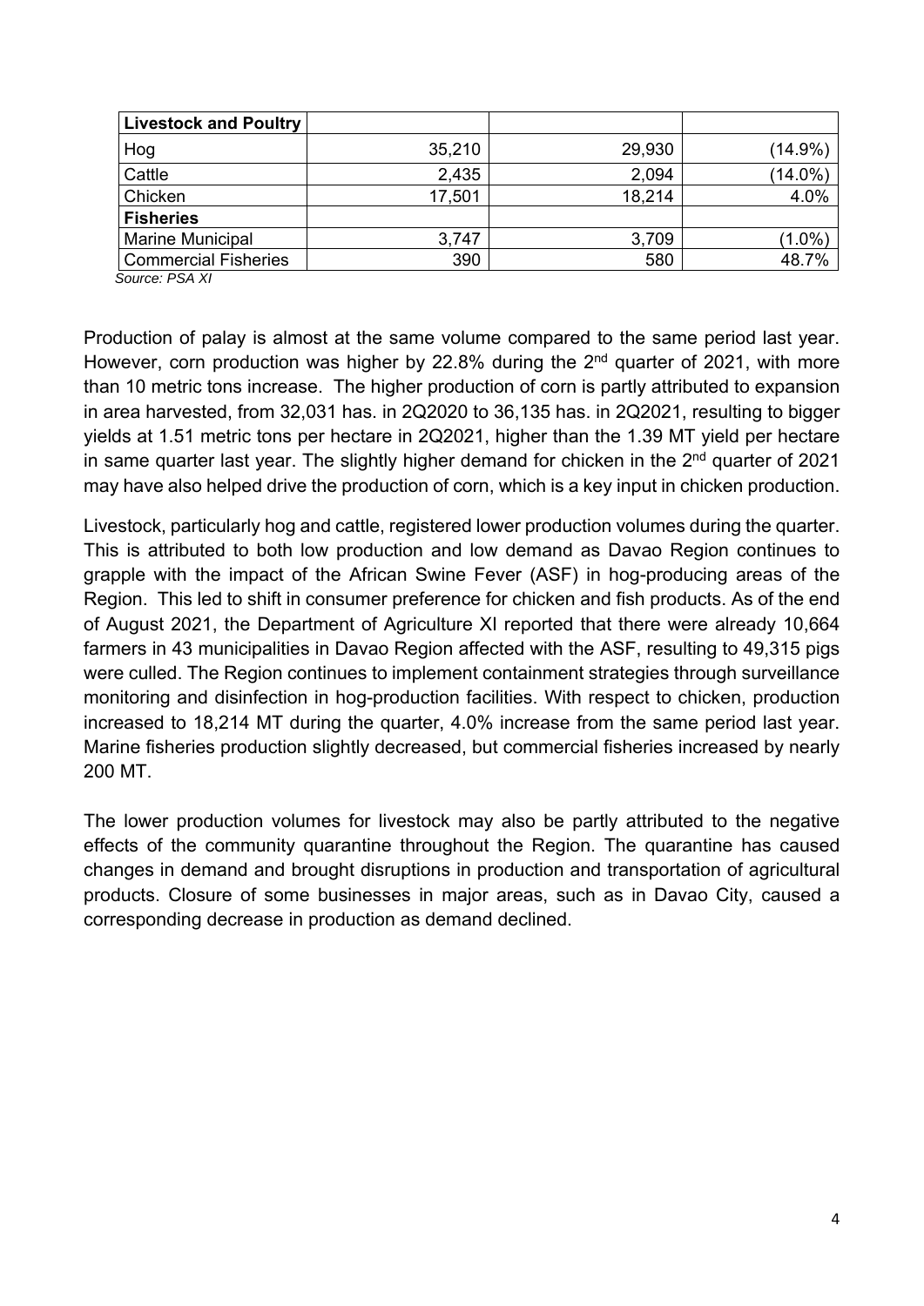| **Livestock and Poultry** | | | |
|---|---|---|---|
| Hog | 35,210 | 29,930 | (14.9%) |
| Cattle | 2,435 | 2,094 | (14.0%) |
| Chicken | 17,501 | 18,214 | 4.0% |
| **Fisheries** | | | |
| Marine Municipal | 3,747 | 3,709 | (1.0%) |
| Commercial Fisheries | 390 | 580 | 48.7% |

*Source: PSA XI*

Production of palay is almost at the same volume compared to the same period last year. However, corn production was higher by 22.8% during the 2nd quarter of 2021, with more than 10 metric tons increase. The higher production of corn is partly attributed to expansion in area harvested, from 32,031 has. in 2Q2020 to 36,135 has. in 2Q2021, resulting to bigger yields at 1.51 metric tons per hectare in 2Q2021, higher than the 1.39 MT yield per hectare in same quarter last year. The slightly higher demand for chicken in the 2nd quarter of 2021 may have also helped drive the production of corn, which is a key input in chicken production.

Livestock, particularly hog and cattle, registered lower production volumes during the quarter. This is attributed to both low production and low demand as Davao Region continues to grapple with the impact of the African Swine Fever (ASF) in hog-producing areas of the Region. This led to shift in consumer preference for chicken and fish products. As of the end of August 2021, the Department of Agriculture XI reported that there were already 10,664 farmers in 43 municipalities in Davao Region affected with the ASF, resulting to 49,315 pigs were culled. The Region continues to implement containment strategies through surveillance monitoring and disinfection in hog-production facilities. With respect to chicken, production increased to 18,214 MT during the quarter, 4.0% increase from the same period last year. Marine fisheries production slightly decreased, but commercial fisheries increased by nearly 200 MT.

The lower production volumes for livestock may also be partly attributed to the negative effects of the community quarantine throughout the Region. The quarantine has caused changes in demand and brought disruptions in production and transportation of agricultural products. Closure of some businesses in major areas, such as in Davao City, caused a corresponding decrease in production as demand declined.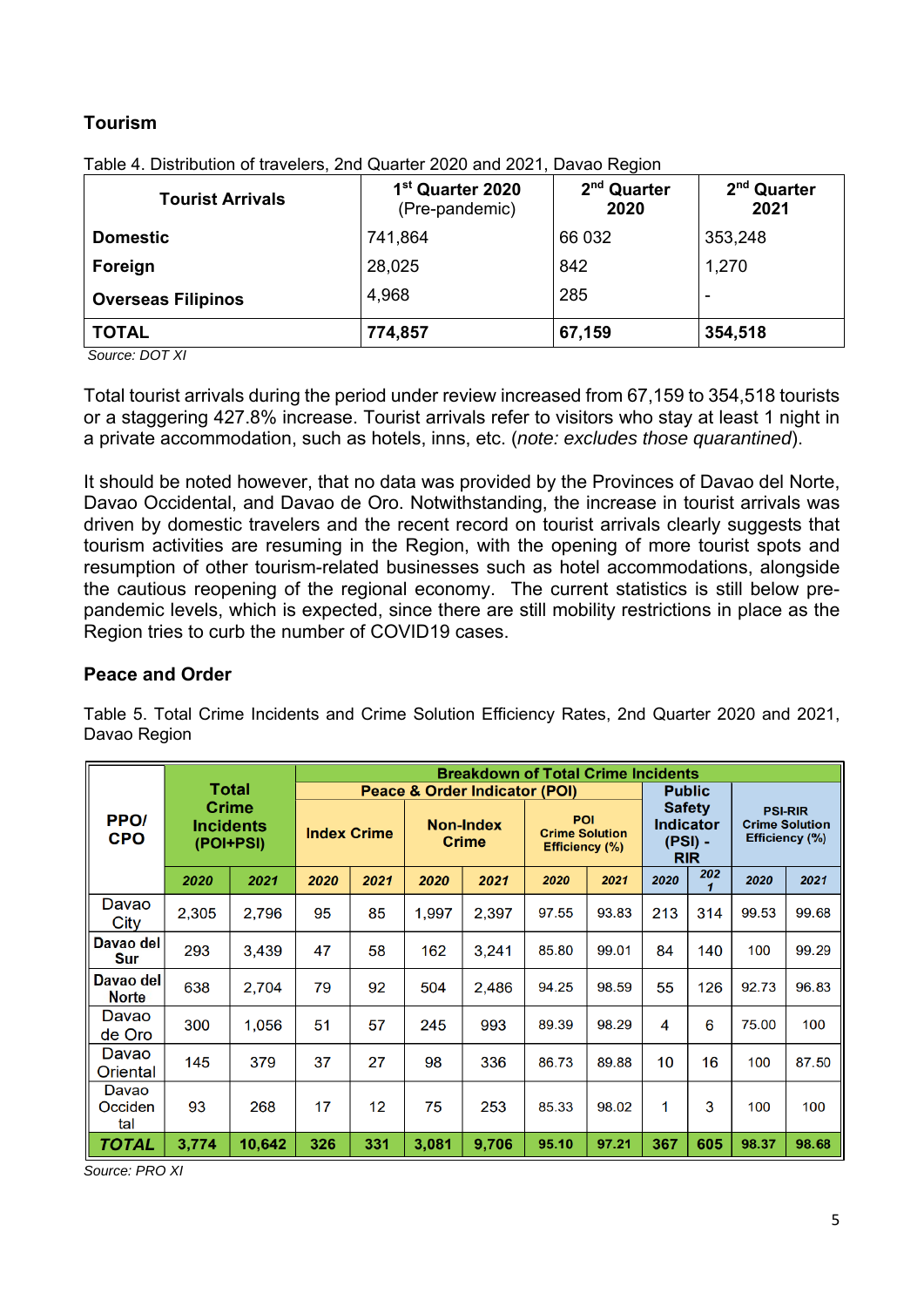## Tourism

Table 4. Distribution of travelers, 2nd Quarter 2020 and 2021, Davao Region

| Tourist Arrivals | 1st Quarter 2020 (Pre-pandemic) | 2nd Quarter 2020 | 2nd Quarter 2021 |
|---|---|---|---|
| **Domestic** | 741,864 | 66 032 | 353,248 |
| **Foreign** | 28,025 | 842 | 1,270 |
| **Overseas Filipinos** | 4,968 | 285 | - |
| **TOTAL** | **774,857** | **67,159** | **354,518** |

Source: DOT XI

Total tourist arrivals during the period under review increased from 67,159 to 354,518 tourists or a staggering 427.8% increase. Tourist arrivals refer to visitors who stay at least 1 night in a private accommodation, such as hotels, inns, etc. (*note: excludes those quarantined*).

It should be noted however, that no data was provided by the Provinces of Davao del Norte, Davao Occidental, and Davao de Oro. Notwithstanding, the increase in tourist arrivals was driven by domestic travelers and the recent record on tourist arrivals clearly suggests that tourism activities are resuming in the Region, with the opening of more tourist spots and resumption of other tourism-related businesses such as hotel accommodations, alongside the cautious reopening of the regional economy. The current statistics is still below pre-pandemic levels, which is expected, since there are still mobility restrictions in place as the Region tries to curb the number of COVID19 cases.

## Peace and Order

Table 5. Total Crime Incidents and Crime Solution Efficiency Rates, 2nd Quarter 2020 and 2021, Davao Region

| PPO/ CPO | Total Crime Incidents (POI+PSI) | | Breakdown of Total Crime Incidents | | | | | | | | | |
|---|---|---|---|---|---|---|---|---|---|---|---|---|
| | | | Peace & Order Indicator (POI) | | | | | | Public Safety Indicator (PSI) - RIR | | PSI-RIR Crime Solution Efficiency (%) | |
| | | | Index Crime | | Non-Index Crime | | POI Crime Solution Efficiency (%) | | | | | |
| | 2020 | 2021 | 2020 | 2021 | 2020 | 2021 | 2020 | 2021 | 2020 | 2021 | 2020 | 2021 |
| Davao City | 2,305 | 2,796 | 95 | 85 | 1,997 | 2,397 | 97.55 | 93.83 | 213 | 314 | 99.53 | 99.68 |
| Davao del Sur | 293 | 3,439 | 47 | 58 | 162 | 3,241 | 85.80 | 99.01 | 84 | 140 | 100 | 99.29 |
| Davao del Norte | 638 | 2,704 | 79 | 92 | 504 | 2,486 | 94.25 | 98.59 | 55 | 126 | 92.73 | 96.83 |
| Davao de Oro | 300 | 1,056 | 51 | 57 | 245 | 993 | 89.39 | 98.29 | 4 | 6 | 75.00 | 100 |
| Davao Oriental | 145 | 379 | 37 | 27 | 98 | 336 | 86.73 | 89.88 | 10 | 16 | 100 | 87.50 |
| Davao Occidental | 93 | 268 | 17 | 12 | 75 | 253 | 85.33 | 98.02 | 1 | 3 | 100 | 100 |
| **TOTAL** | **3,774** | **10,642** | **326** | **331** | **3,081** | **9,706** | **95.10** | **97.21** | **367** | **605** | **98.37** | **98.68** |

Source: PRO XI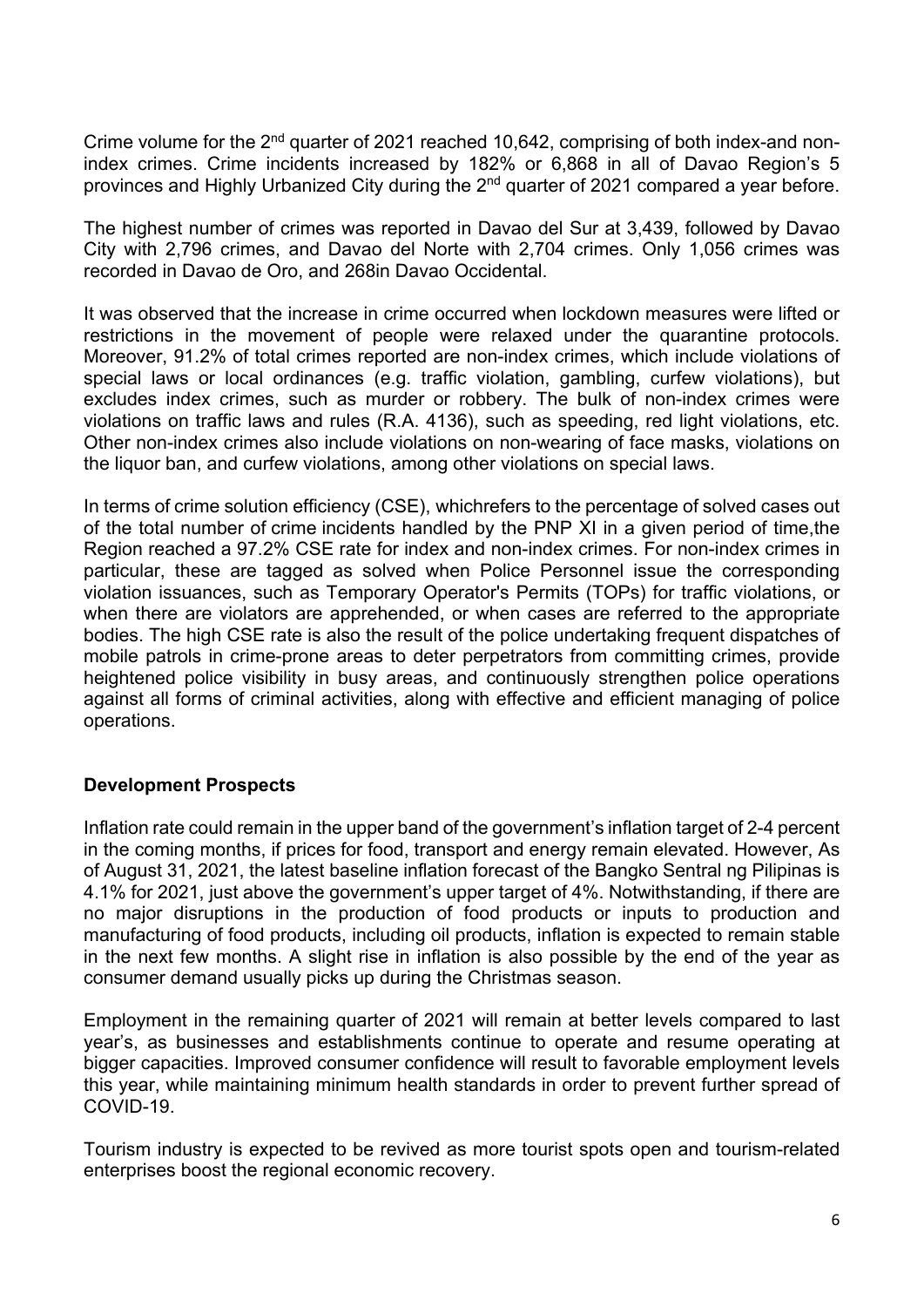Crime volume for the 2nd quarter of 2021 reached 10,642, comprising of both index-and non-index crimes. Crime incidents increased by 182% or 6,868 in all of Davao Region's 5 provinces and Highly Urbanized City during the 2nd quarter of 2021 compared a year before.

The highest number of crimes was reported in Davao del Sur at 3,439, followed by Davao City with 2,796 crimes, and Davao del Norte with 2,704 crimes. Only 1,056 crimes was recorded in Davao de Oro, and 268in Davao Occidental.

It was observed that the increase in crime occurred when lockdown measures were lifted or restrictions in the movement of people were relaxed under the quarantine protocols. Moreover, 91.2% of total crimes reported are non-index crimes, which include violations of special laws or local ordinances (e.g. traffic violation, gambling, curfew violations), but excludes index crimes, such as murder or robbery. The bulk of non-index crimes were violations on traffic laws and rules (R.A. 4136), such as speeding, red light violations, etc. Other non-index crimes also include violations on non-wearing of face masks, violations on the liquor ban, and curfew violations, among other violations on special laws.

In terms of crime solution efficiency (CSE), whichrefers to the percentage of solved cases out of the total number of crime incidents handled by the PNP XI in a given period of time,the Region reached a 97.2% CSE rate for index and non-index crimes. For non-index crimes in particular, these are tagged as solved when Police Personnel issue the corresponding violation issuances, such as Temporary Operator's Permits (TOPs) for traffic violations, or when there are violators are apprehended, or when cases are referred to the appropriate bodies. The high CSE rate is also the result of the police undertaking frequent dispatches of mobile patrols in crime-prone areas to deter perpetrators from committing crimes, provide heightened police visibility in busy areas, and continuously strengthen police operations against all forms of criminal activities, along with effective and efficient managing of police operations.

## Development Prospects

Inflation rate could remain in the upper band of the government's inflation target of 2-4 percent in the coming months, if prices for food, transport and energy remain elevated. However, As of August 31, 2021, the latest baseline inflation forecast of the Bangko Sentral ng Pilipinas is 4.1% for 2021, just above the government's upper target of 4%. Notwithstanding, if there are no major disruptions in the production of food products or inputs to production and manufacturing of food products, including oil products, inflation is expected to remain stable in the next few months. A slight rise in inflation is also possible by the end of the year as consumer demand usually picks up during the Christmas season.

Employment in the remaining quarter of 2021 will remain at better levels compared to last year's, as businesses and establishments continue to operate and resume operating at bigger capacities. Improved consumer confidence will result to favorable employment levels this year, while maintaining minimum health standards in order to prevent further spread of COVID-19.

Tourism industry is expected to be revived as more tourist spots open and tourism-related enterprises boost the regional economic recovery.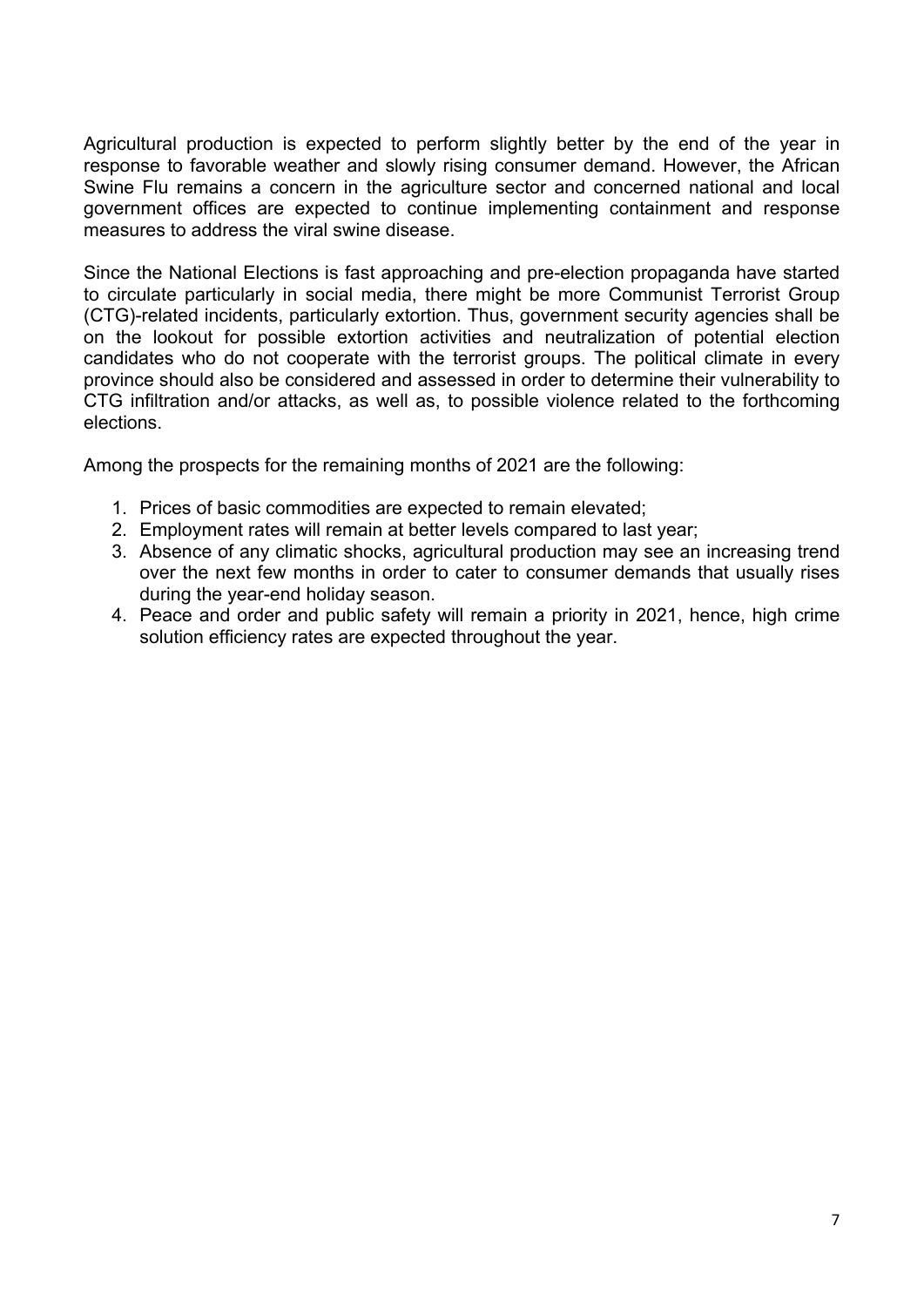Agricultural production is expected to perform slightly better by the end of the year in response to favorable weather and slowly rising consumer demand. However, the African Swine Flu remains a concern in the agriculture sector and concerned national and local government offices are expected to continue implementing containment and response measures to address the viral swine disease.

Since the National Elections is fast approaching and pre-election propaganda have started to circulate particularly in social media, there might be more Communist Terrorist Group (CTG)-related incidents, particularly extortion. Thus, government security agencies shall be on the lookout for possible extortion activities and neutralization of potential election candidates who do not cooperate with the terrorist groups. The political climate in every province should also be considered and assessed in order to determine their vulnerability to CTG infiltration and/or attacks, as well as, to possible violence related to the forthcoming elections.

Among the prospects for the remaining months of 2021 are the following:

1. Prices of basic commodities are expected to remain elevated;
2. Employment rates will remain at better levels compared to last year;
3. Absence of any climatic shocks, agricultural production may see an increasing trend over the next few months in order to cater to consumer demands that usually rises during the year-end holiday season.
4. Peace and order and public safety will remain a priority in 2021, hence, high crime solution efficiency rates are expected throughout the year.